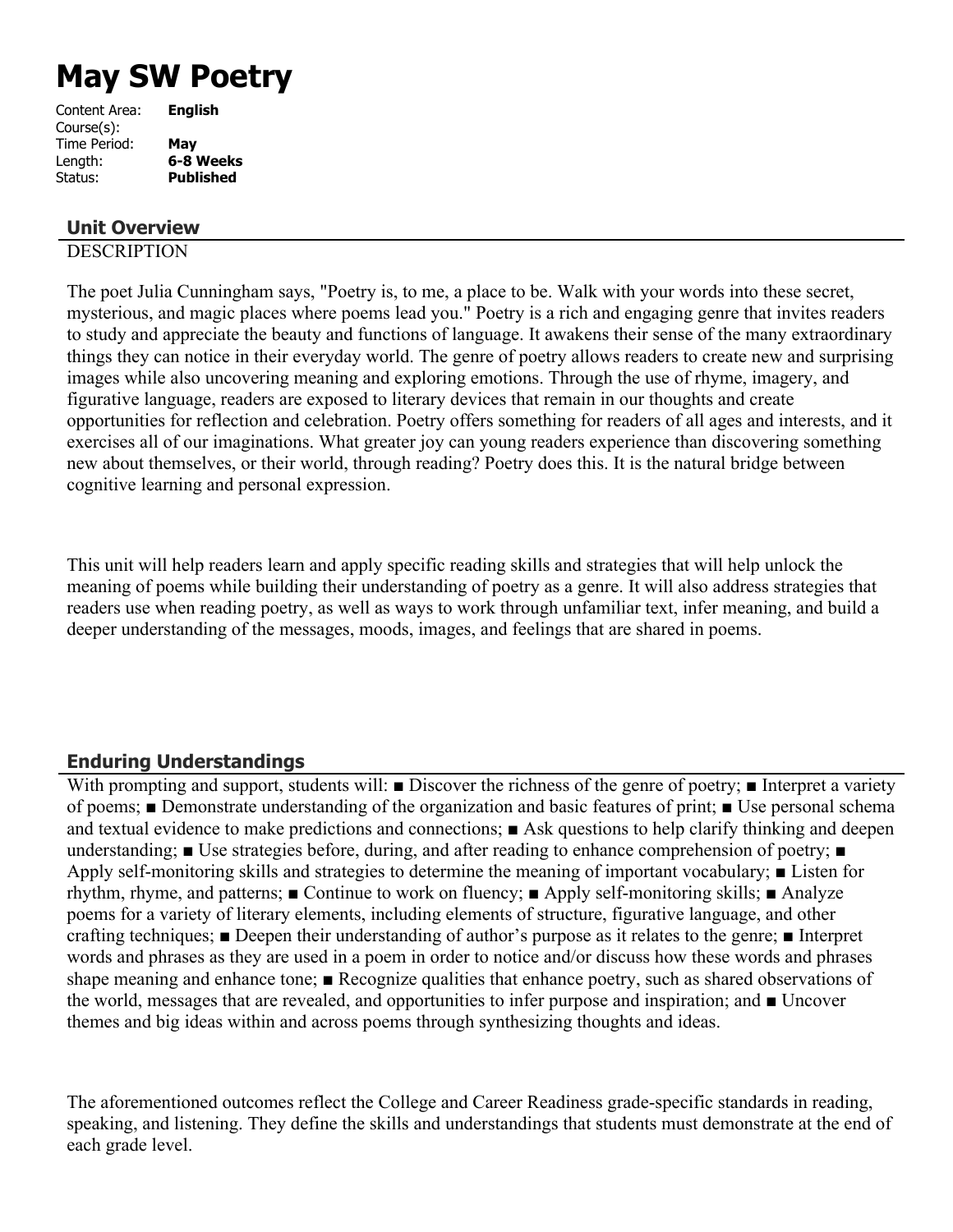# May SW Poetry

Content Area: **English**
Course(s):
Time Period: **May**
Length: **6-8 Weeks**
Status: **Published**

## Unit Overview

DESCRIPTION

The poet Julia Cunningham says, "Poetry is, to me, a place to be. Walk with your words into these secret, mysterious, and magic places where poems lead you." Poetry is a rich and engaging genre that invites readers to study and appreciate the beauty and functions of language. It awakens their sense of the many extraordinary things they can notice in their everyday world. The genre of poetry allows readers to create new and surprising images while also uncovering meaning and exploring emotions. Through the use of rhyme, imagery, and figurative language, readers are exposed to literary devices that remain in our thoughts and create opportunities for reflection and celebration. Poetry offers something for readers of all ages and interests, and it exercises all of our imaginations. What greater joy can young readers experience than discovering something new about themselves, or their world, through reading? Poetry does this. It is the natural bridge between cognitive learning and personal expression.

This unit will help readers learn and apply specific reading skills and strategies that will help unlock the meaning of poems while building their understanding of poetry as a genre. It will also address strategies that readers use when reading poetry, as well as ways to work through unfamiliar text, infer meaning, and build a deeper understanding of the messages, moods, images, and feelings that are shared in poems.

## Enduring Understandings

With prompting and support, students will: ■ Discover the richness of the genre of poetry; ■ Interpret a variety of poems; ■ Demonstrate understanding of the organization and basic features of print; ■ Use personal schema and textual evidence to make predictions and connections; ■ Ask questions to help clarify thinking and deepen understanding; ■ Use strategies before, during, and after reading to enhance comprehension of poetry; ■ Apply self-monitoring skills and strategies to determine the meaning of important vocabulary; ■ Listen for rhythm, rhyme, and patterns; ■ Continue to work on fluency; ■ Apply self-monitoring skills; ■ Analyze poems for a variety of literary elements, including elements of structure, figurative language, and other crafting techniques; ■ Deepen their understanding of author's purpose as it relates to the genre; ■ Interpret words and phrases as they are used in a poem in order to notice and/or discuss how these words and phrases shape meaning and enhance tone; ■ Recognize qualities that enhance poetry, such as shared observations of the world, messages that are revealed, and opportunities to infer purpose and inspiration; and ■ Uncover themes and big ideas within and across poems through synthesizing thoughts and ideas.

The aforementioned outcomes reflect the College and Career Readiness grade-specific standards in reading, speaking, and listening. They define the skills and understandings that students must demonstrate at the end of each grade level.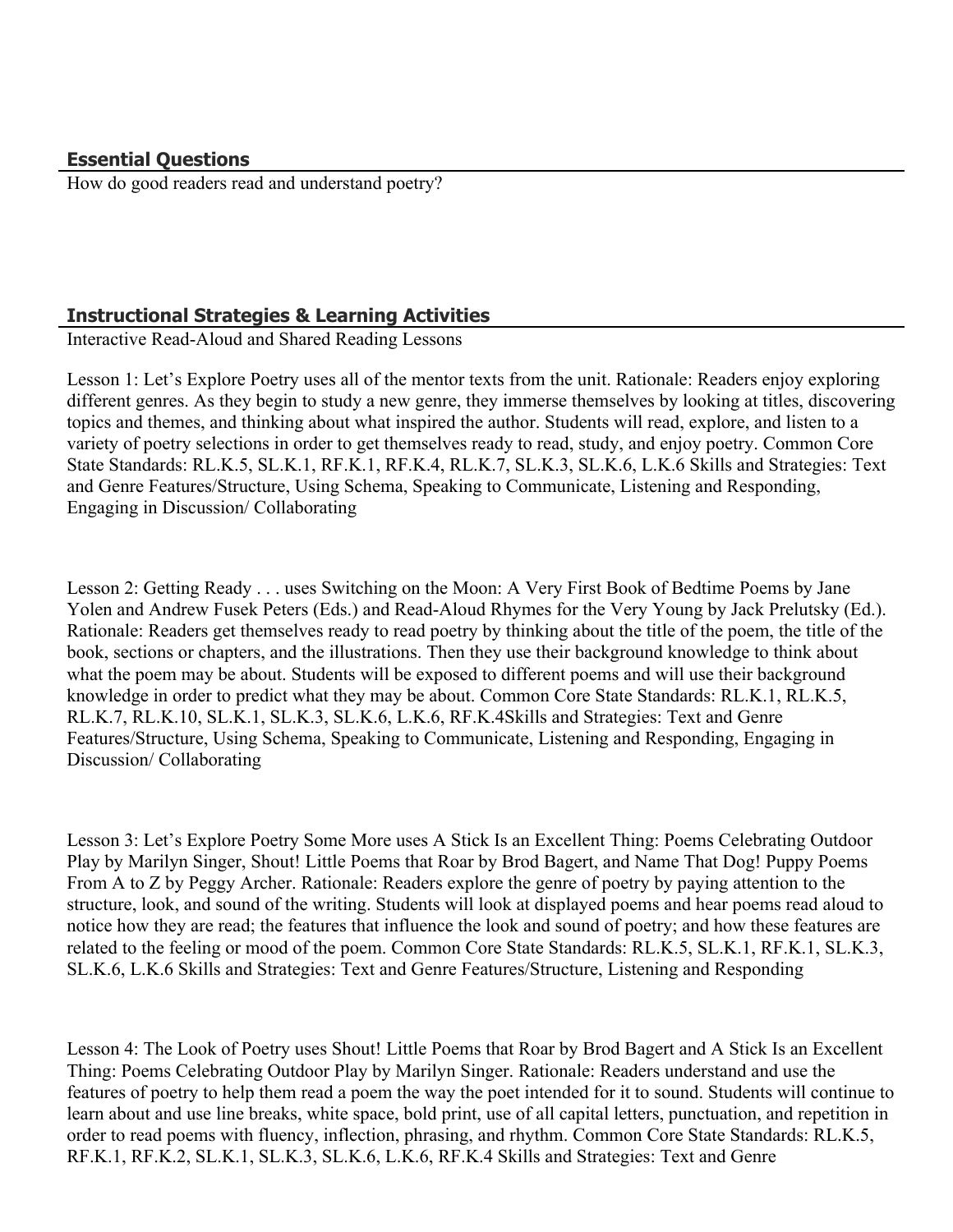## Essential Questions

How do good readers read and understand poetry?

## Instructional Strategies & Learning Activities

Interactive Read-Aloud and Shared Reading Lessons

Lesson 1: Let's Explore Poetry uses all of the mentor texts from the unit. Rationale: Readers enjoy exploring different genres. As they begin to study a new genre, they immerse themselves by looking at titles, discovering topics and themes, and thinking about what inspired the author. Students will read, explore, and listen to a variety of poetry selections in order to get themselves ready to read, study, and enjoy poetry. Common Core State Standards: RL.K.5, SL.K.1, RF.K.1, RF.K.4, RL.K.7, SL.K.3, SL.K.6, L.K.6 Skills and Strategies: Text and Genre Features/Structure, Using Schema, Speaking to Communicate, Listening and Responding, Engaging in Discussion/ Collaborating

Lesson 2: Getting Ready . . . uses Switching on the Moon: A Very First Book of Bedtime Poems by Jane Yolen and Andrew Fusek Peters (Eds.) and Read-Aloud Rhymes for the Very Young by Jack Prelutsky (Ed.). Rationale: Readers get themselves ready to read poetry by thinking about the title of the poem, the title of the book, sections or chapters, and the illustrations. Then they use their background knowledge to think about what the poem may be about. Students will be exposed to different poems and will use their background knowledge in order to predict what they may be about. Common Core State Standards: RL.K.1, RL.K.5, RL.K.7, RL.K.10, SL.K.1, SL.K.3, SL.K.6, L.K.6, RF.K.4Skills and Strategies: Text and Genre Features/Structure, Using Schema, Speaking to Communicate, Listening and Responding, Engaging in Discussion/ Collaborating

Lesson 3: Let's Explore Poetry Some More uses A Stick Is an Excellent Thing: Poems Celebrating Outdoor Play by Marilyn Singer, Shout! Little Poems that Roar by Brod Bagert, and Name That Dog! Puppy Poems From A to Z by Peggy Archer. Rationale: Readers explore the genre of poetry by paying attention to the structure, look, and sound of the writing. Students will look at displayed poems and hear poems read aloud to notice how they are read; the features that influence the look and sound of poetry; and how these features are related to the feeling or mood of the poem. Common Core State Standards: RL.K.5, SL.K.1, RF.K.1, SL.K.3, SL.K.6, L.K.6 Skills and Strategies: Text and Genre Features/Structure, Listening and Responding

Lesson 4: The Look of Poetry uses Shout! Little Poems that Roar by Brod Bagert and A Stick Is an Excellent Thing: Poems Celebrating Outdoor Play by Marilyn Singer. Rationale: Readers understand and use the features of poetry to help them read a poem the way the poet intended for it to sound. Students will continue to learn about and use line breaks, white space, bold print, use of all capital letters, punctuation, and repetition in order to read poems with fluency, inflection, phrasing, and rhythm. Common Core State Standards: RL.K.5, RF.K.1, RF.K.2, SL.K.1, SL.K.3, SL.K.6, L.K.6, RF.K.4 Skills and Strategies: Text and Genre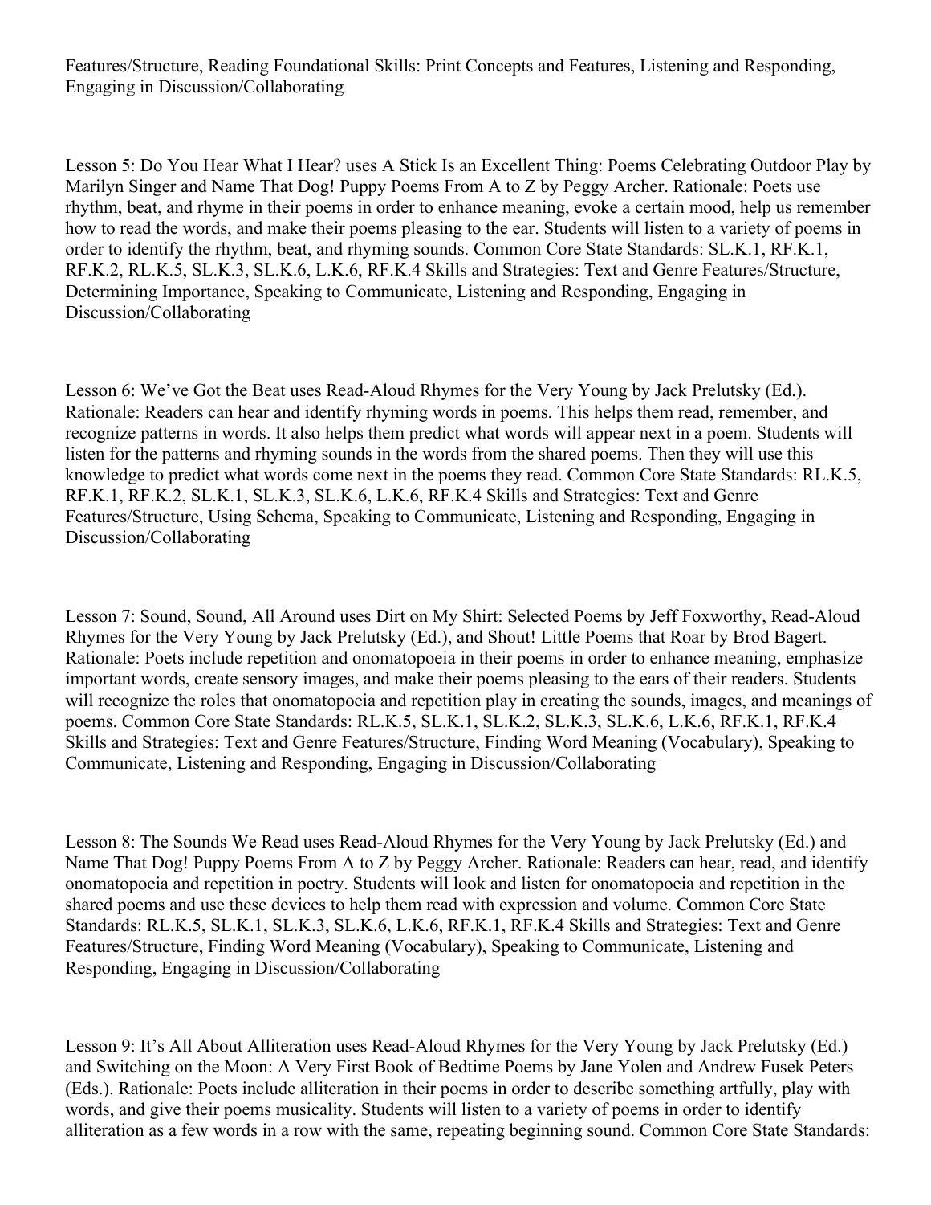Features/Structure, Reading Foundational Skills: Print Concepts and Features, Listening and Responding, Engaging in Discussion/Collaborating

Lesson 5: Do You Hear What I Hear? uses A Stick Is an Excellent Thing: Poems Celebrating Outdoor Play by Marilyn Singer and Name That Dog! Puppy Poems From A to Z by Peggy Archer. Rationale: Poets use rhythm, beat, and rhyme in their poems in order to enhance meaning, evoke a certain mood, help us remember how to read the words, and make their poems pleasing to the ear. Students will listen to a variety of poems in order to identify the rhythm, beat, and rhyming sounds. Common Core State Standards: SL.K.1, RF.K.1, RF.K.2, RL.K.5, SL.K.3, SL.K.6, L.K.6, RF.K.4 Skills and Strategies: Text and Genre Features/Structure, Determining Importance, Speaking to Communicate, Listening and Responding, Engaging in Discussion/Collaborating

Lesson 6: We've Got the Beat uses Read-Aloud Rhymes for the Very Young by Jack Prelutsky (Ed.). Rationale: Readers can hear and identify rhyming words in poems. This helps them read, remember, and recognize patterns in words. It also helps them predict what words will appear next in a poem. Students will listen for the patterns and rhyming sounds in the words from the shared poems. Then they will use this knowledge to predict what words come next in the poems they read. Common Core State Standards: RL.K.5, RF.K.1, RF.K.2, SL.K.1, SL.K.3, SL.K.6, L.K.6, RF.K.4 Skills and Strategies: Text and Genre Features/Structure, Using Schema, Speaking to Communicate, Listening and Responding, Engaging in Discussion/Collaborating

Lesson 7: Sound, Sound, All Around uses Dirt on My Shirt: Selected Poems by Jeff Foxworthy, Read-Aloud Rhymes for the Very Young by Jack Prelutsky (Ed.), and Shout! Little Poems that Roar by Brod Bagert. Rationale: Poets include repetition and onomatopoeia in their poems in order to enhance meaning, emphasize important words, create sensory images, and make their poems pleasing to the ears of their readers. Students will recognize the roles that onomatopoeia and repetition play in creating the sounds, images, and meanings of poems. Common Core State Standards: RL.K.5, SL.K.1, SL.K.2, SL.K.3, SL.K.6, L.K.6, RF.K.1, RF.K.4 Skills and Strategies: Text and Genre Features/Structure, Finding Word Meaning (Vocabulary), Speaking to Communicate, Listening and Responding, Engaging in Discussion/Collaborating

Lesson 8: The Sounds We Read uses Read-Aloud Rhymes for the Very Young by Jack Prelutsky (Ed.) and Name That Dog! Puppy Poems From A to Z by Peggy Archer. Rationale: Readers can hear, read, and identify onomatopoeia and repetition in poetry. Students will look and listen for onomatopoeia and repetition in the shared poems and use these devices to help them read with expression and volume. Common Core State Standards: RL.K.5, SL.K.1, SL.K.3, SL.K.6, L.K.6, RF.K.1, RF.K.4 Skills and Strategies: Text and Genre Features/Structure, Finding Word Meaning (Vocabulary), Speaking to Communicate, Listening and Responding, Engaging in Discussion/Collaborating

Lesson 9: It's All About Alliteration uses Read-Aloud Rhymes for the Very Young by Jack Prelutsky (Ed.) and Switching on the Moon: A Very First Book of Bedtime Poems by Jane Yolen and Andrew Fusek Peters (Eds.). Rationale: Poets include alliteration in their poems in order to describe something artfully, play with words, and give their poems musicality. Students will listen to a variety of poems in order to identify alliteration as a few words in a row with the same, repeating beginning sound. Common Core State Standards: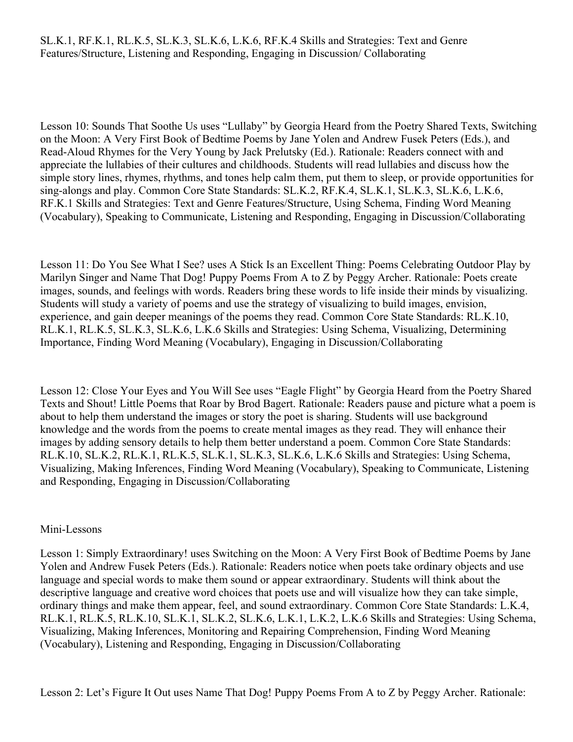SL.K.1, RF.K.1, RL.K.5, SL.K.3, SL.K.6, L.K.6, RF.K.4 Skills and Strategies: Text and Genre Features/Structure, Listening and Responding, Engaging in Discussion/ Collaborating

Lesson 10: Sounds That Soothe Us uses "Lullaby" by Georgia Heard from the Poetry Shared Texts, Switching on the Moon: A Very First Book of Bedtime Poems by Jane Yolen and Andrew Fusek Peters (Eds.), and Read-Aloud Rhymes for the Very Young by Jack Prelutsky (Ed.). Rationale: Readers connect with and appreciate the lullabies of their cultures and childhoods. Students will read lullabies and discuss how the simple story lines, rhymes, rhythms, and tones help calm them, put them to sleep, or provide opportunities for sing-alongs and play. Common Core State Standards: SL.K.2, RF.K.4, SL.K.1, SL.K.3, SL.K.6, L.K.6, RF.K.1 Skills and Strategies: Text and Genre Features/Structure, Using Schema, Finding Word Meaning (Vocabulary), Speaking to Communicate, Listening and Responding, Engaging in Discussion/Collaborating

Lesson 11: Do You See What I See? uses A Stick Is an Excellent Thing: Poems Celebrating Outdoor Play by Marilyn Singer and Name That Dog! Puppy Poems From A to Z by Peggy Archer. Rationale: Poets create images, sounds, and feelings with words. Readers bring these words to life inside their minds by visualizing. Students will study a variety of poems and use the strategy of visualizing to build images, envision, experience, and gain deeper meanings of the poems they read. Common Core State Standards: RL.K.10, RL.K.1, RL.K.5, SL.K.3, SL.K.6, L.K.6 Skills and Strategies: Using Schema, Visualizing, Determining Importance, Finding Word Meaning (Vocabulary), Engaging in Discussion/Collaborating

Lesson 12: Close Your Eyes and You Will See uses "Eagle Flight" by Georgia Heard from the Poetry Shared Texts and Shout! Little Poems that Roar by Brod Bagert. Rationale: Readers pause and picture what a poem is about to help them understand the images or story the poet is sharing. Students will use background knowledge and the words from the poems to create mental images as they read. They will enhance their images by adding sensory details to help them better understand a poem. Common Core State Standards: RL.K.10, SL.K.2, RL.K.1, RL.K.5, SL.K.1, SL.K.3, SL.K.6, L.K.6 Skills and Strategies: Using Schema, Visualizing, Making Inferences, Finding Word Meaning (Vocabulary), Speaking to Communicate, Listening and Responding, Engaging in Discussion/Collaborating

## Mini-Lessons

Lesson 1: Simply Extraordinary! uses Switching on the Moon: A Very First Book of Bedtime Poems by Jane Yolen and Andrew Fusek Peters (Eds.). Rationale: Readers notice when poets take ordinary objects and use language and special words to make them sound or appear extraordinary. Students will think about the descriptive language and creative word choices that poets use and will visualize how they can take simple, ordinary things and make them appear, feel, and sound extraordinary. Common Core State Standards: L.K.4, RL.K.1, RL.K.5, RL.K.10, SL.K.1, SL.K.2, SL.K.6, L.K.1, L.K.2, L.K.6 Skills and Strategies: Using Schema, Visualizing, Making Inferences, Monitoring and Repairing Comprehension, Finding Word Meaning (Vocabulary), Listening and Responding, Engaging in Discussion/Collaborating

Lesson 2: Let's Figure It Out uses Name That Dog! Puppy Poems From A to Z by Peggy Archer. Rationale: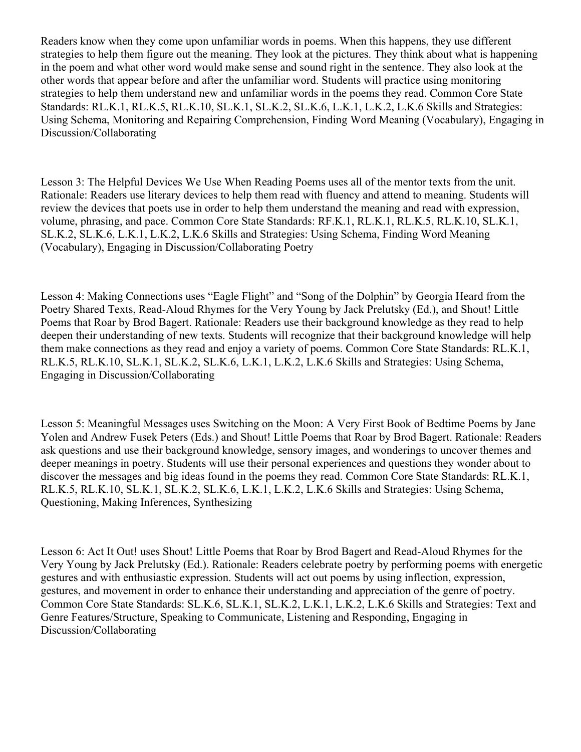Readers know when they come upon unfamiliar words in poems. When this happens, they use different strategies to help them figure out the meaning. They look at the pictures. They think about what is happening in the poem and what other word would make sense and sound right in the sentence. They also look at the other words that appear before and after the unfamiliar word. Students will practice using monitoring strategies to help them understand new and unfamiliar words in the poems they read. Common Core State Standards: RL.K.1, RL.K.5, RL.K.10, SL.K.1, SL.K.2, SL.K.6, L.K.1, L.K.2, L.K.6 Skills and Strategies: Using Schema, Monitoring and Repairing Comprehension, Finding Word Meaning (Vocabulary), Engaging in Discussion/Collaborating

Lesson 3: The Helpful Devices We Use When Reading Poems uses all of the mentor texts from the unit. Rationale: Readers use literary devices to help them read with fluency and attend to meaning. Students will review the devices that poets use in order to help them understand the meaning and read with expression, volume, phrasing, and pace. Common Core State Standards: RF.K.1, RL.K.1, RL.K.5, RL.K.10, SL.K.1, SL.K.2, SL.K.6, L.K.1, L.K.2, L.K.6 Skills and Strategies: Using Schema, Finding Word Meaning (Vocabulary), Engaging in Discussion/Collaborating Poetry

Lesson 4: Making Connections uses "Eagle Flight" and "Song of the Dolphin" by Georgia Heard from the Poetry Shared Texts, Read-Aloud Rhymes for the Very Young by Jack Prelutsky (Ed.), and Shout! Little Poems that Roar by Brod Bagert. Rationale: Readers use their background knowledge as they read to help deepen their understanding of new texts. Students will recognize that their background knowledge will help them make connections as they read and enjoy a variety of poems. Common Core State Standards: RL.K.1, RL.K.5, RL.K.10, SL.K.1, SL.K.2, SL.K.6, L.K.1, L.K.2, L.K.6 Skills and Strategies: Using Schema, Engaging in Discussion/Collaborating

Lesson 5: Meaningful Messages uses Switching on the Moon: A Very First Book of Bedtime Poems by Jane Yolen and Andrew Fusek Peters (Eds.) and Shout! Little Poems that Roar by Brod Bagert. Rationale: Readers ask questions and use their background knowledge, sensory images, and wonderings to uncover themes and deeper meanings in poetry. Students will use their personal experiences and questions they wonder about to discover the messages and big ideas found in the poems they read. Common Core State Standards: RL.K.1, RL.K.5, RL.K.10, SL.K.1, SL.K.2, SL.K.6, L.K.1, L.K.2, L.K.6 Skills and Strategies: Using Schema, Questioning, Making Inferences, Synthesizing

Lesson 6: Act It Out! uses Shout! Little Poems that Roar by Brod Bagert and Read-Aloud Rhymes for the Very Young by Jack Prelutsky (Ed.). Rationale: Readers celebrate poetry by performing poems with energetic gestures and with enthusiastic expression. Students will act out poems by using inflection, expression, gestures, and movement in order to enhance their understanding and appreciation of the genre of poetry. Common Core State Standards: SL.K.6, SL.K.1, SL.K.2, L.K.1, L.K.2, L.K.6 Skills and Strategies: Text and Genre Features/Structure, Speaking to Communicate, Listening and Responding, Engaging in Discussion/Collaborating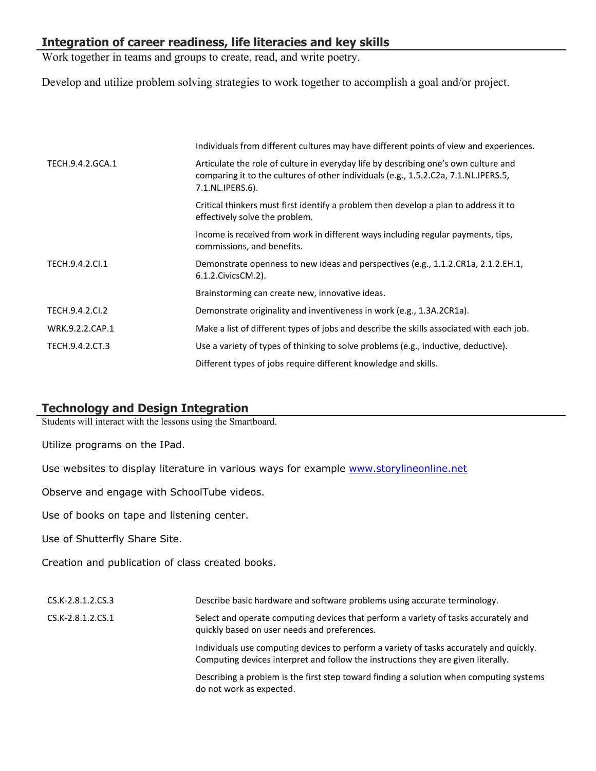## Integration of career readiness, life literacies and key skills

Work together in teams and groups to create, read, and write poetry.

Develop and utilize problem solving strategies to work together to accomplish a goal and/or project.

| | |
|---|---|
| | Individuals from different cultures may have different points of view and experiences. |
| TECH.9.4.2.GCA.1 | Articulate the role of culture in everyday life by describing one's own culture and comparing it to the cultures of other individuals (e.g., 1.5.2.C2a, 7.1.NL.IPERS.5, 7.1.NL.IPERS.6). |
| | Critical thinkers must first identify a problem then develop a plan to address it to effectively solve the problem. |
| | Income is received from work in different ways including regular payments, tips, commissions, and benefits. |
| TECH.9.4.2.CI.1 | Demonstrate openness to new ideas and perspectives (e.g., 1.1.2.CR1a, 2.1.2.EH.1, 6.1.2.CivicsCM.2). |
| | Brainstorming can create new, innovative ideas. |
| TECH.9.4.2.CI.2 | Demonstrate originality and inventiveness in work (e.g., 1.3A.2CR1a). |
| WRK.9.2.2.CAP.1 | Make a list of different types of jobs and describe the skills associated with each job. |
| TECH.9.4.2.CT.3 | Use a variety of types of thinking to solve problems (e.g., inductive, deductive). |
| | Different types of jobs require different knowledge and skills. |

## Technology and Design Integration

Students will interact with the lessons using the Smartboard.

Utilize programs on the IPad.

Use websites to display literature in various ways for example www.storylineonline.net

Observe and engage with SchoolTube videos.

Use of books on tape and listening center.

Use of Shutterfly Share Site.

Creation and publication of class created books.

| | |
|---|---|
| CS.K-2.8.1.2.CS.3 | Describe basic hardware and software problems using accurate terminology. |
| CS.K-2.8.1.2.CS.1 | Select and operate computing devices that perform a variety of tasks accurately and quickly based on user needs and preferences. |
| | Individuals use computing devices to perform a variety of tasks accurately and quickly. Computing devices interpret and follow the instructions they are given literally. |
| | Describing a problem is the first step toward finding a solution when computing systems do not work as expected. |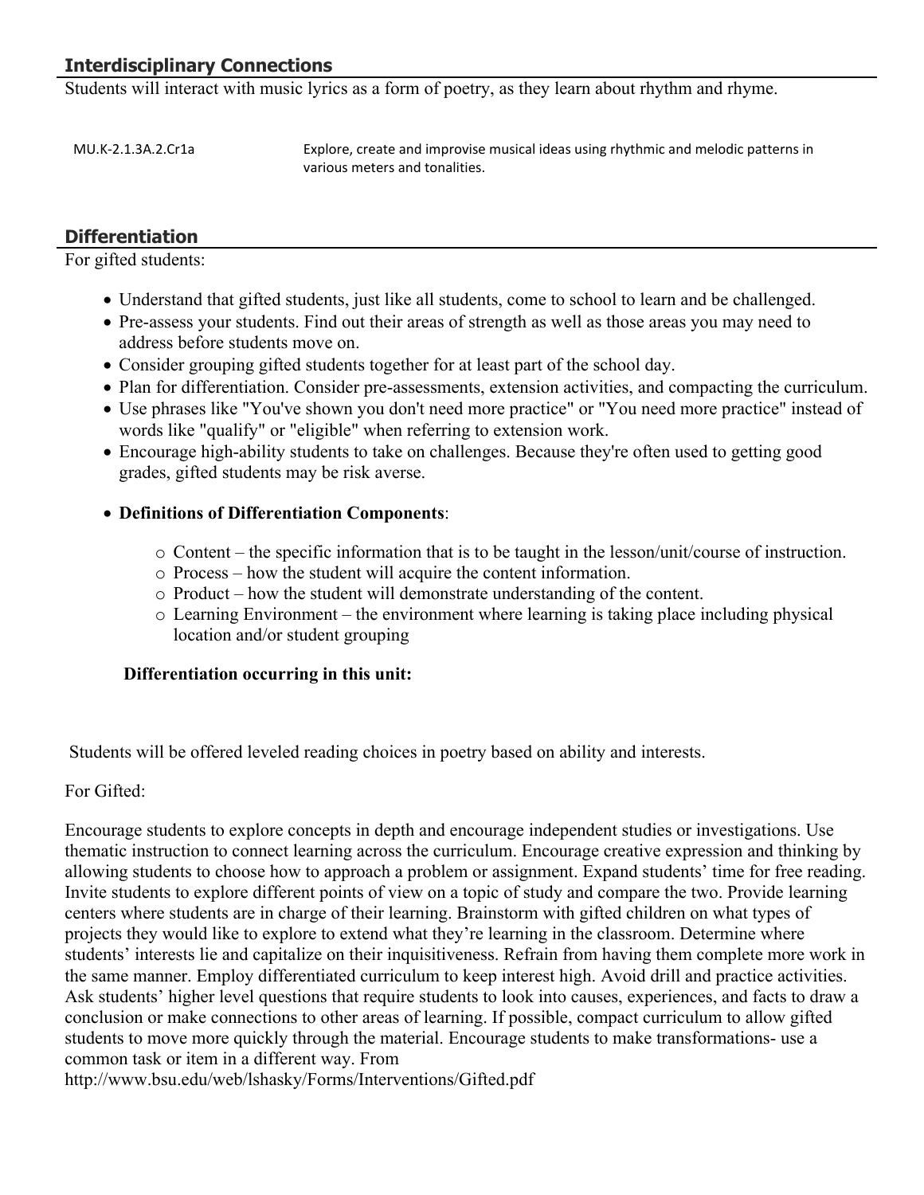## Interdisciplinary Connections

Students will interact with music lyrics as a form of poetry, as they learn about rhythm and rhyme.

| MU.K-2.1.3A.2.Cr1a | Explore, create and improvise musical ideas using rhythmic and melodic patterns in various meters and tonalities. |
|---|---|

## Differentiation

For gifted students:

- Understand that gifted students, just like all students, come to school to learn and be challenged.
- Pre-assess your students. Find out their areas of strength as well as those areas you may need to address before students move on.
- Consider grouping gifted students together for at least part of the school day.
- Plan for differentiation. Consider pre-assessments, extension activities, and compacting the curriculum.
- Use phrases like "You've shown you don't need more practice" or "You need more practice" instead of words like "qualify" or "eligible" when referring to extension work.
- Encourage high-ability students to take on challenges. Because they're often used to getting good grades, gifted students may be risk averse.
- **Definitions of Differentiation Components**:
  - Content – the specific information that is to be taught in the lesson/unit/course of instruction.
  - Process – how the student will acquire the content information.
  - Product – how the student will demonstrate understanding of the content.
  - Learning Environment – the environment where learning is taking place including physical location and/or student grouping

**Differentiation occurring in this unit:**

Students will be offered leveled reading choices in poetry based on ability and interests.

For Gifted:

Encourage students to explore concepts in depth and encourage independent studies or investigations. Use thematic instruction to connect learning across the curriculum. Encourage creative expression and thinking by allowing students to choose how to approach a problem or assignment. Expand students' time for free reading. Invite students to explore different points of view on a topic of study and compare the two. Provide learning centers where students are in charge of their learning. Brainstorm with gifted children on what types of projects they would like to explore to extend what they're learning in the classroom. Determine where students' interests lie and capitalize on their inquisitiveness. Refrain from having them complete more work in the same manner. Employ differentiated curriculum to keep interest high. Avoid drill and practice activities. Ask students' higher level questions that require students to look into causes, experiences, and facts to draw a conclusion or make connections to other areas of learning. If possible, compact curriculum to allow gifted students to move more quickly through the material. Encourage students to make transformations- use a common task or item in a different way. From http://www.bsu.edu/web/lshasky/Forms/Interventions/Gifted.pdf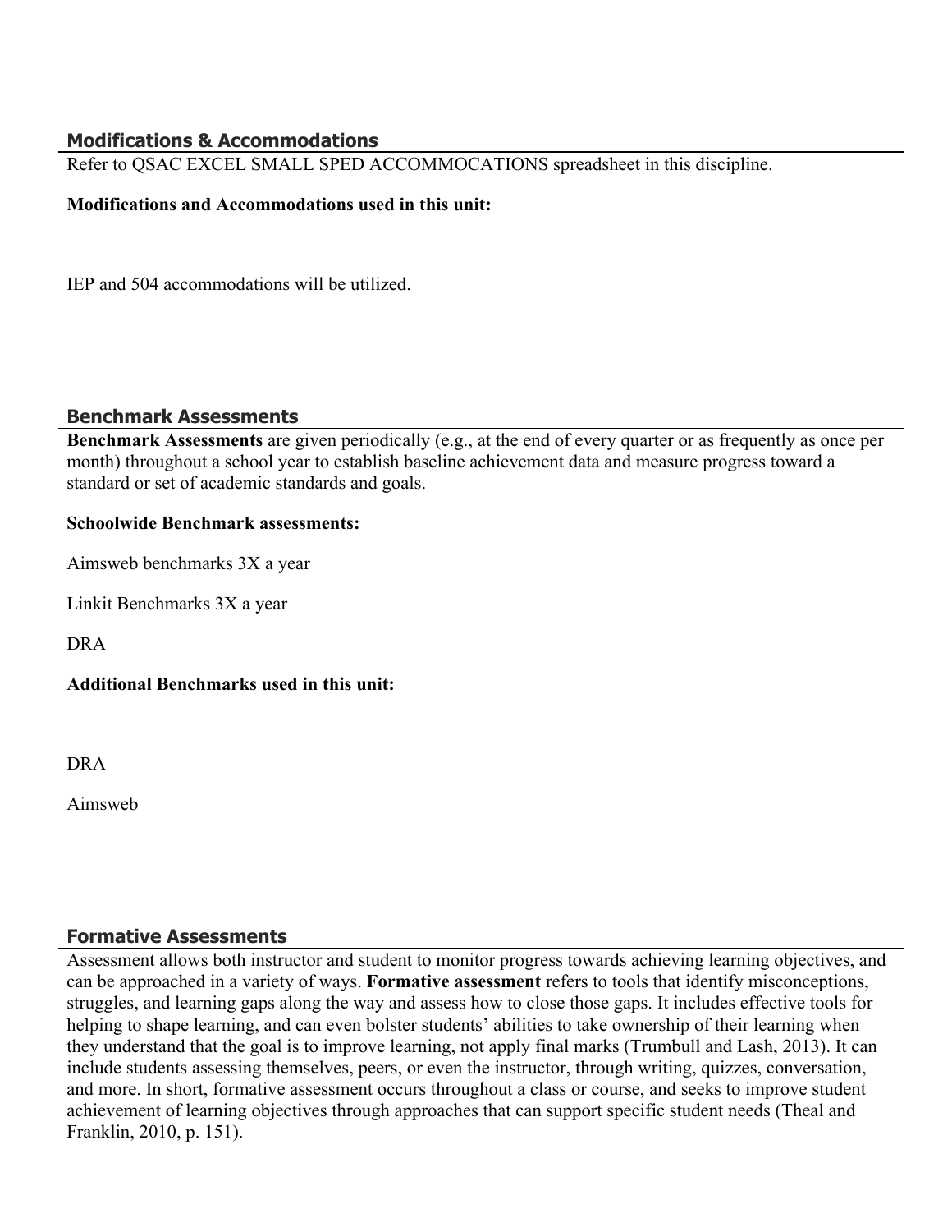## Modifications & Accommodations

Refer to QSAC EXCEL SMALL SPED ACCOMMOCATIONS spreadsheet in this discipline.

**Modifications and Accommodations used in this unit:**

IEP and 504 accommodations will be utilized.

## Benchmark Assessments

**Benchmark Assessments** are given periodically (e.g., at the end of every quarter or as frequently as once per month) throughout a school year to establish baseline achievement data and measure progress toward a standard or set of academic standards and goals.

**Schoolwide Benchmark assessments:**

Aimsweb benchmarks 3X a year

Linkit Benchmarks 3X a year

DRA

**Additional Benchmarks used in this unit:**

DRA

Aimsweb

## Formative Assessments

Assessment allows both instructor and student to monitor progress towards achieving learning objectives, and can be approached in a variety of ways. **Formative assessment** refers to tools that identify misconceptions, struggles, and learning gaps along the way and assess how to close those gaps. It includes effective tools for helping to shape learning, and can even bolster students' abilities to take ownership of their learning when they understand that the goal is to improve learning, not apply final marks (Trumbull and Lash, 2013). It can include students assessing themselves, peers, or even the instructor, through writing, quizzes, conversation, and more. In short, formative assessment occurs throughout a class or course, and seeks to improve student achievement of learning objectives through approaches that can support specific student needs (Theal and Franklin, 2010, p. 151).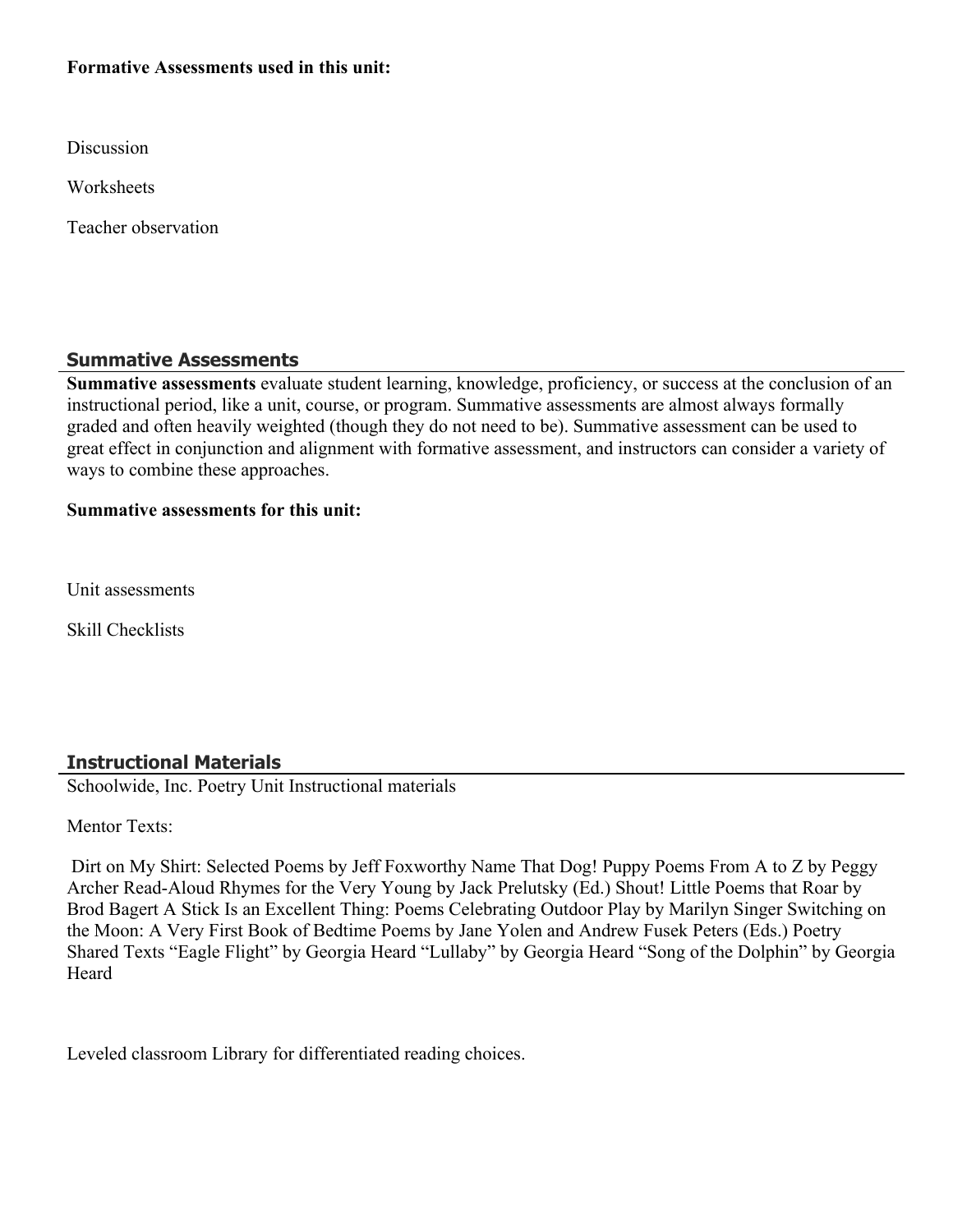**Formative Assessments used in this unit:**

Discussion

Worksheets

Teacher observation

## Summative Assessments

**Summative assessments** evaluate student learning, knowledge, proficiency, or success at the conclusion of an instructional period, like a unit, course, or program. Summative assessments are almost always formally graded and often heavily weighted (though they do not need to be). Summative assessment can be used to great effect in conjunction and alignment with formative assessment, and instructors can consider a variety of ways to combine these approaches.

**Summative assessments for this unit:**

Unit assessments

Skill Checklists

## Instructional Materials

Schoolwide, Inc. Poetry Unit Instructional materials

Mentor Texts:

Dirt on My Shirt: Selected Poems by Jeff Foxworthy Name That Dog! Puppy Poems From A to Z by Peggy Archer Read-Aloud Rhymes for the Very Young by Jack Prelutsky (Ed.) Shout! Little Poems that Roar by Brod Bagert A Stick Is an Excellent Thing: Poems Celebrating Outdoor Play by Marilyn Singer Switching on the Moon: A Very First Book of Bedtime Poems by Jane Yolen and Andrew Fusek Peters (Eds.) Poetry Shared Texts "Eagle Flight" by Georgia Heard "Lullaby" by Georgia Heard "Song of the Dolphin" by Georgia Heard

Leveled classroom Library for differentiated reading choices.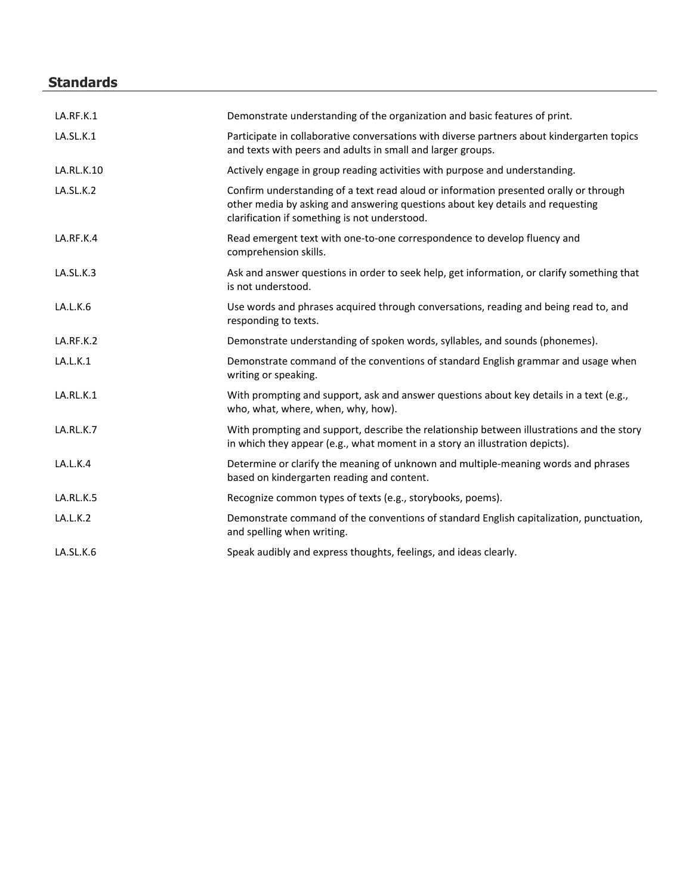## Standards

| | |
|---|---|
| LA.RF.K.1 | Demonstrate understanding of the organization and basic features of print. |
| LA.SL.K.1 | Participate in collaborative conversations with diverse partners about kindergarten topics and texts with peers and adults in small and larger groups. |
| LA.RL.K.10 | Actively engage in group reading activities with purpose and understanding. |
| LA.SL.K.2 | Confirm understanding of a text read aloud or information presented orally or through other media by asking and answering questions about key details and requesting clarification if something is not understood. |
| LA.RF.K.4 | Read emergent text with one-to-one correspondence to develop fluency and comprehension skills. |
| LA.SL.K.3 | Ask and answer questions in order to seek help, get information, or clarify something that is not understood. |
| LA.L.K.6 | Use words and phrases acquired through conversations, reading and being read to, and responding to texts. |
| LA.RF.K.2 | Demonstrate understanding of spoken words, syllables, and sounds (phonemes). |
| LA.L.K.1 | Demonstrate command of the conventions of standard English grammar and usage when writing or speaking. |
| LA.RL.K.1 | With prompting and support, ask and answer questions about key details in a text (e.g., who, what, where, when, why, how). |
| LA.RL.K.7 | With prompting and support, describe the relationship between illustrations and the story in which they appear (e.g., what moment in a story an illustration depicts). |
| LA.L.K.4 | Determine or clarify the meaning of unknown and multiple-meaning words and phrases based on kindergarten reading and content. |
| LA.RL.K.5 | Recognize common types of texts (e.g., storybooks, poems). |
| LA.L.K.2 | Demonstrate command of the conventions of standard English capitalization, punctuation, and spelling when writing. |
| LA.SL.K.6 | Speak audibly and express thoughts, feelings, and ideas clearly. |